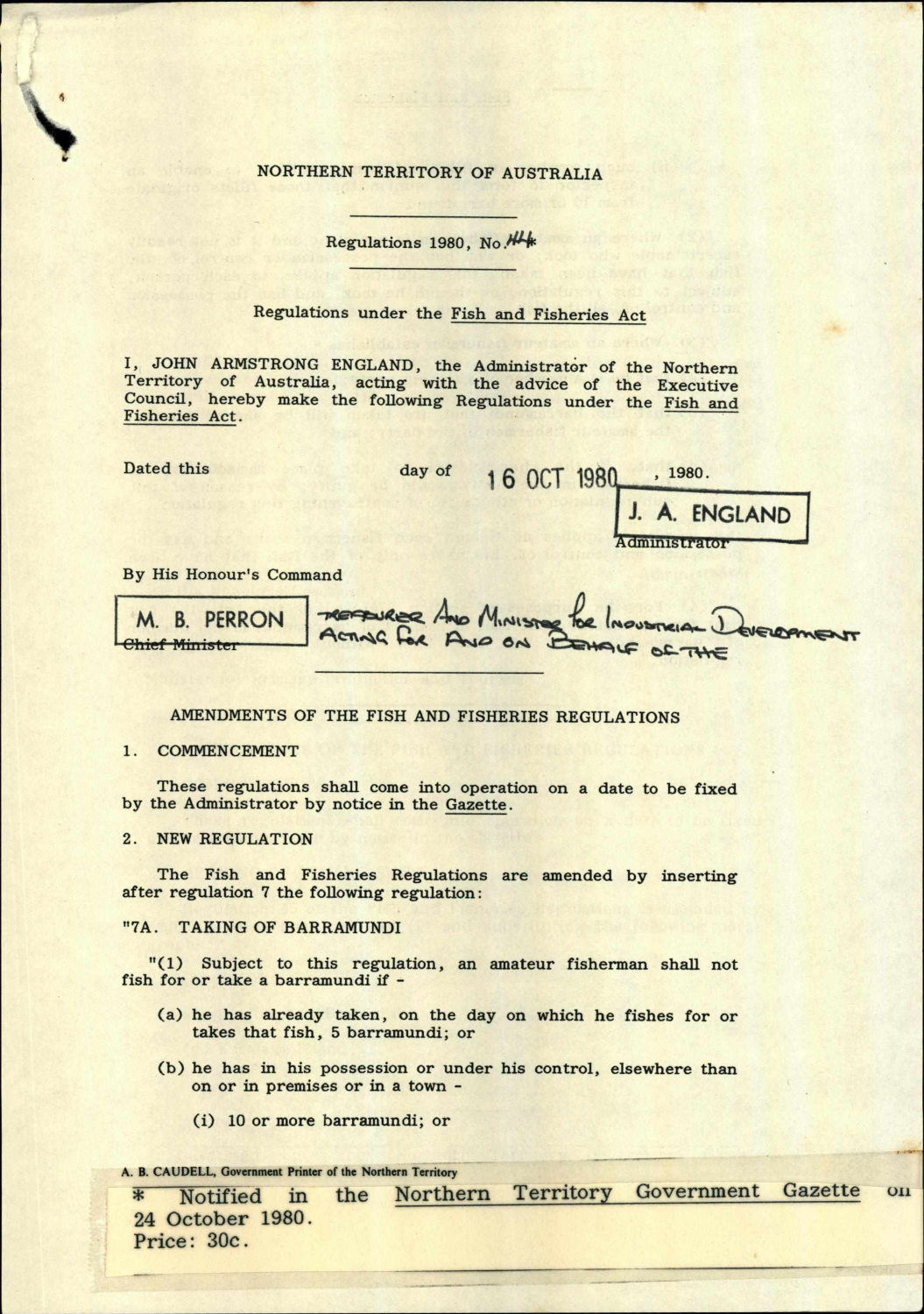NORTHERN TERRITORY OF AUSTRALIA

Regulations 1980, No. 44*

Regulations under the Fish and Fisheries Act

I, JOHN ARMSTRONG ENGLAND, the Administrator of the Northern Territory of Australia, acting with the advice of the Executive Council, hereby make the following Regulations under the Fish and Fisheries Act.

Dated this day of 16 OCT 1980, 1980.

J. A. ENGLAND
Administrator

By His Honour's Command

M. B. PERRON
~~Chief Minister~~ TREASURER AND MINISTER FOR INDUSTRIAL DEVELOPMENT ACTING FOR AND ON BEHALF OF THE

## AMENDMENTS OF THE FISH AND FISHERIES REGULATIONS

### 1. COMMENCEMENT

These regulations shall come into operation on a date to be fixed by the Administrator by notice in the Gazette.

### 2. NEW REGULATION

The Fish and Fisheries Regulations are amended by inserting after regulation 7 the following regulation:

"7A. TAKING OF BARRAMUNDI

"(1) Subject to this regulation, an amateur fisherman shall not fish for or take a barramundi if -

(a) he has already taken, on the day on which he fishes for or takes that fish, 5 barramundi; or

(b) he has in his possession or under his control, elsewhere than on or in premises or in a town -

(i) 10 or more barramundi; or

A. B. CAUDELL, Government Printer of the Northern Territory

\* Notified in the Northern Territory Government Gazette on 24 October 1980.
Price: 30c.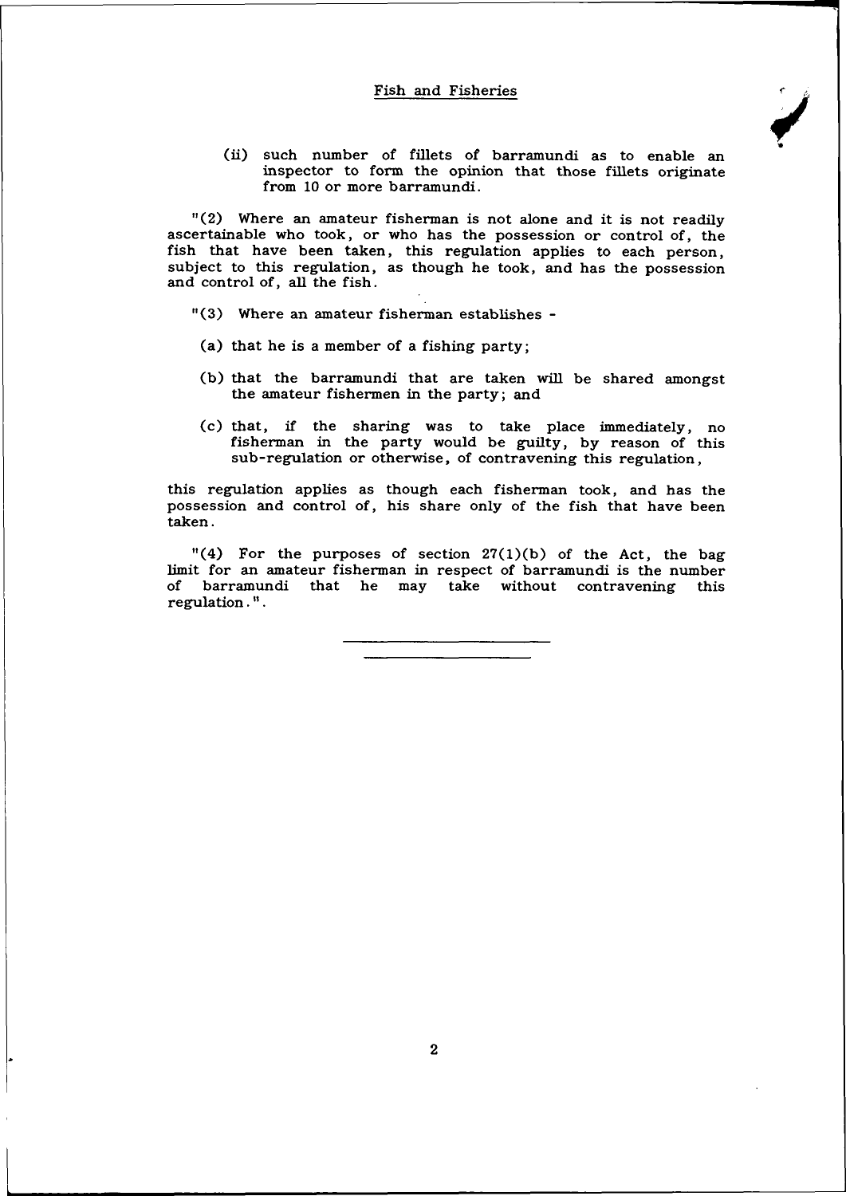(ii) such number of fillets of barramundi as to enable an inspector to form the opinion that those fillets originate from 10 or more barramundi.

"(2) Where an amateur fisherman is not alone and it is not readily ascertainable who took, or who has the possession or control of, the fish that have been taken, this regulation applies to each person, subject to this regulation, as though he took, and has the possession and control of, all the fish.

"(3) Where an amateur fisherman establishes -

(a) that he is a member of a fishing party;

(b) that the barramundi that are taken will be shared amongst the amateur fishermen in the party; and

(c) that, if the sharing was to take place immediately, no fisherman in the party would be guilty, by reason of this sub-regulation or otherwise, of contravening this regulation,

this regulation applies as though each fisherman took, and has the possession and control of, his share only of the fish that have been taken.

"(4) For the purposes of section 27(1)(b) of the Act, the bag limit for an amateur fisherman in respect of barramundi is the number of barramundi that he may take without contravening this regulation.".